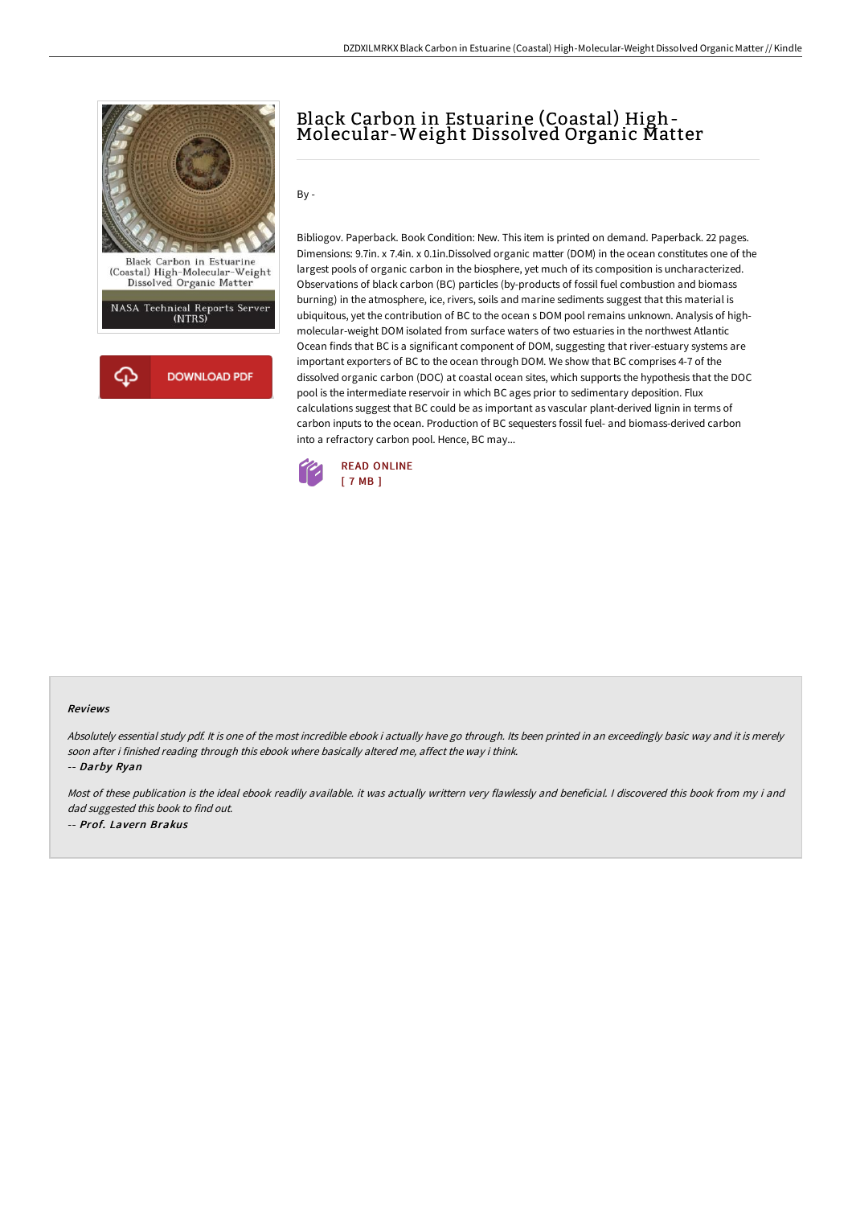# Black Carbon in Estuarine (Coastal) High-Molecular-Weight Dissolved Organic Matter

By -

Bibliogov. Paperback. Book Condition: New. This item is printed on demand. Paperback. 22 pages. Dimensions: 9.7in. x 7.4in. x 0.1in.Dissolved organic matter (DOM) in the ocean constitutes one of the largest pools of organic carbon in the biosphere, yet much of its composition is uncharacterized. Observations of black carbon (BC) particles (by-products of fossil fuel combustion and biomass burning) in the atmosphere, ice, rivers, soils and marine sediments suggest that this material is ubiquitous, yet the contribution of BC to the ocean s DOM pool remains unknown. Analysis of high-molecular-weight DOM isolated from surface waters of two estuaries in the northwest Atlantic Ocean finds that BC is a significant component of DOM, suggesting that river-estuary systems are important exporters of BC to the ocean through DOM. We show that BC comprises 4-7 of the dissolved organic carbon (DOC) at coastal ocean sites, which supports the hypothesis that the DOC pool is the intermediate reservoir in which BC ages prior to sedimentary deposition. Flux calculations suggest that BC could be as important as vascular plant-derived lignin in terms of carbon inputs to the ocean. Production of BC sequesters fossil fuel- and biomass-derived carbon into a refractory carbon pool. Hence, BC may...

READ ONLINE
[ 7 MB ]

#### Reviews

*Absolutely essential study pdf. It is one of the most incredible ebook i actually have go through. Its been printed in an exceedingly basic way and it is merely soon after i finished reading through this ebook where basically altered me, affect the way i think.*

-- *Darby Ryan*

*Most of these publication is the ideal ebook readily available. it was actually writtern very flawlessly and beneficial. I discovered this book from my i and dad suggested this book to find out.*

-- *Prof. Lavern Brakus*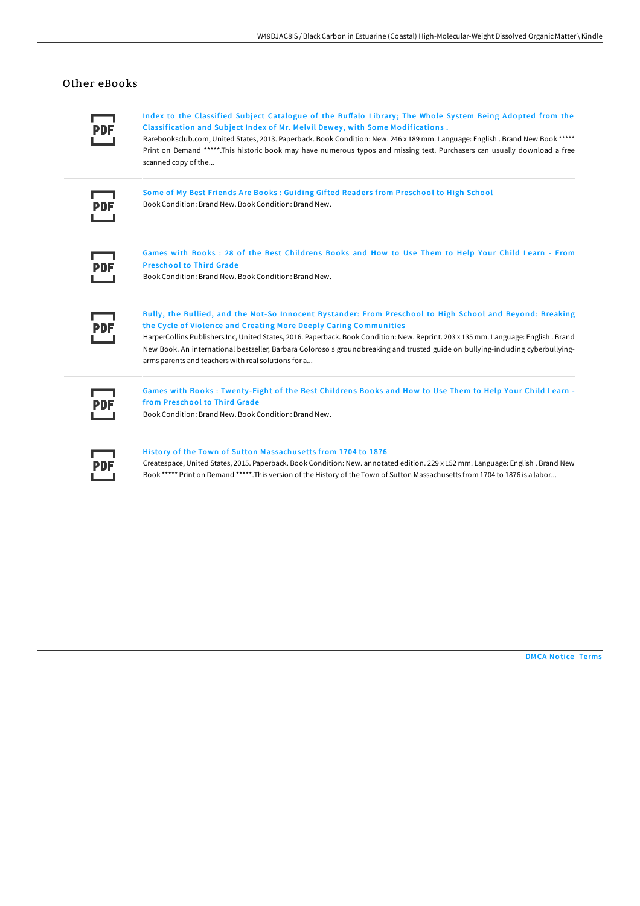## Other eBooks

**Index to the Classified Subject Catalogue of the Buffalo Library; The Whole System Being Adopted from the Classification and Subject Index of Mr. Melvil Dewey, with Some Modifications .**

Rarebooksclub.com, United States, 2013. Paperback. Book Condition: New. 246 x 189 mm. Language: English . Brand New Book ***** Print on Demand *****.This historic book may have numerous typos and missing text. Purchasers can usually download a free scanned copy of the...

**Some of My Best Friends Are Books : Guiding Gifted Readers from Preschool to High School**

Book Condition: Brand New. Book Condition: Brand New.

**Games with Books : 28 of the Best Childrens Books and How to Use Them to Help Your Child Learn - From Preschool to Third Grade**

Book Condition: Brand New. Book Condition: Brand New.

**Bully, the Bullied, and the Not-So Innocent Bystander: From Preschool to High School and Beyond: Breaking the Cycle of Violence and Creating More Deeply Caring Communities**

HarperCollins Publishers Inc, United States, 2016. Paperback. Book Condition: New. Reprint. 203 x 135 mm. Language: English . Brand New Book. An international bestseller, Barbara Coloroso s groundbreaking and trusted guide on bullying-including cyberbullying-arms parents and teachers with real solutions for a...

**Games with Books : Twenty-Eight of the Best Childrens Books and How to Use Them to Help Your Child Learn - from Preschool to Third Grade**

Book Condition: Brand New. Book Condition: Brand New.

**History of the Town of Sutton Massachusetts from 1704 to 1876**

Createspace, United States, 2015. Paperback. Book Condition: New. annotated edition. 229 x 152 mm. Language: English . Brand New Book ***** Print on Demand *****.This version of the History of the Town of Sutton Massachusetts from 1704 to 1876 is a labor...

DMCA Notice | Terms